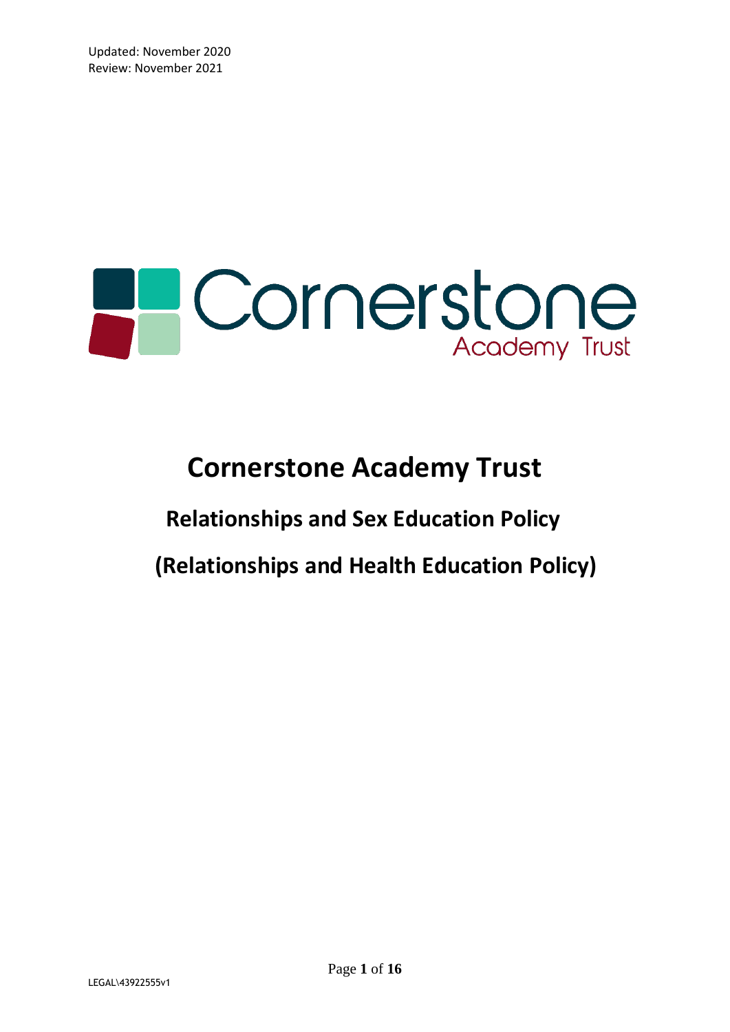Updated: November 2020
Review: November 2021

Cornerstone
Academy Trust

# Cornerstone Academy Trust

## Relationships and Sex Education Policy

## (Relationships and Health Education Policy)

LEGAL\43922555v1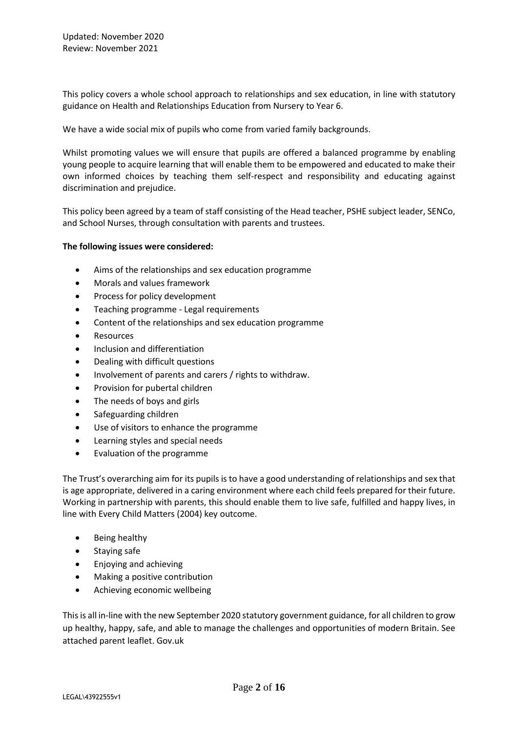Updated: November 2020
Review: November 2021

This policy covers a whole school approach to relationships and sex education, in line with statutory guidance on Health and Relationships Education from Nursery to Year 6.

We have a wide social mix of pupils who come from varied family backgrounds.

Whilst promoting values we will ensure that pupils are offered a balanced programme by enabling young people to acquire learning that will enable them to be empowered and educated to make their own informed choices by teaching them self-respect and responsibility and educating against discrimination and prejudice.

This policy been agreed by a team of staff consisting of the Head teacher, PSHE subject leader, SENCo, and School Nurses, through consultation with parents and trustees.

**The following issues were considered:**

- Aims of the relationships and sex education programme
- Morals and values framework
- Process for policy development
- Teaching programme - Legal requirements
- Content of the relationships and sex education programme
- Resources
- Inclusion and differentiation
- Dealing with difficult questions
- Involvement of parents and carers / rights to withdraw.
- Provision for pubertal children
- The needs of boys and girls
- Safeguarding children
- Use of visitors to enhance the programme
- Learning styles and special needs
- Evaluation of the programme

The Trust's overarching aim for its pupils is to have a good understanding of relationships and sex that is age appropriate, delivered in a caring environment where each child feels prepared for their future. Working in partnership with parents, this should enable them to live safe, fulfilled and happy lives, in line with Every Child Matters (2004) key outcome.

- Being healthy
- Staying safe
- Enjoying and achieving
- Making a positive contribution
- Achieving economic wellbeing

This is all in-line with the new September 2020 statutory government guidance, for all children to grow up healthy, happy, safe, and able to manage the challenges and opportunities of modern Britain. See attached parent leaflet. Gov.uk

LEGAL\43922555v1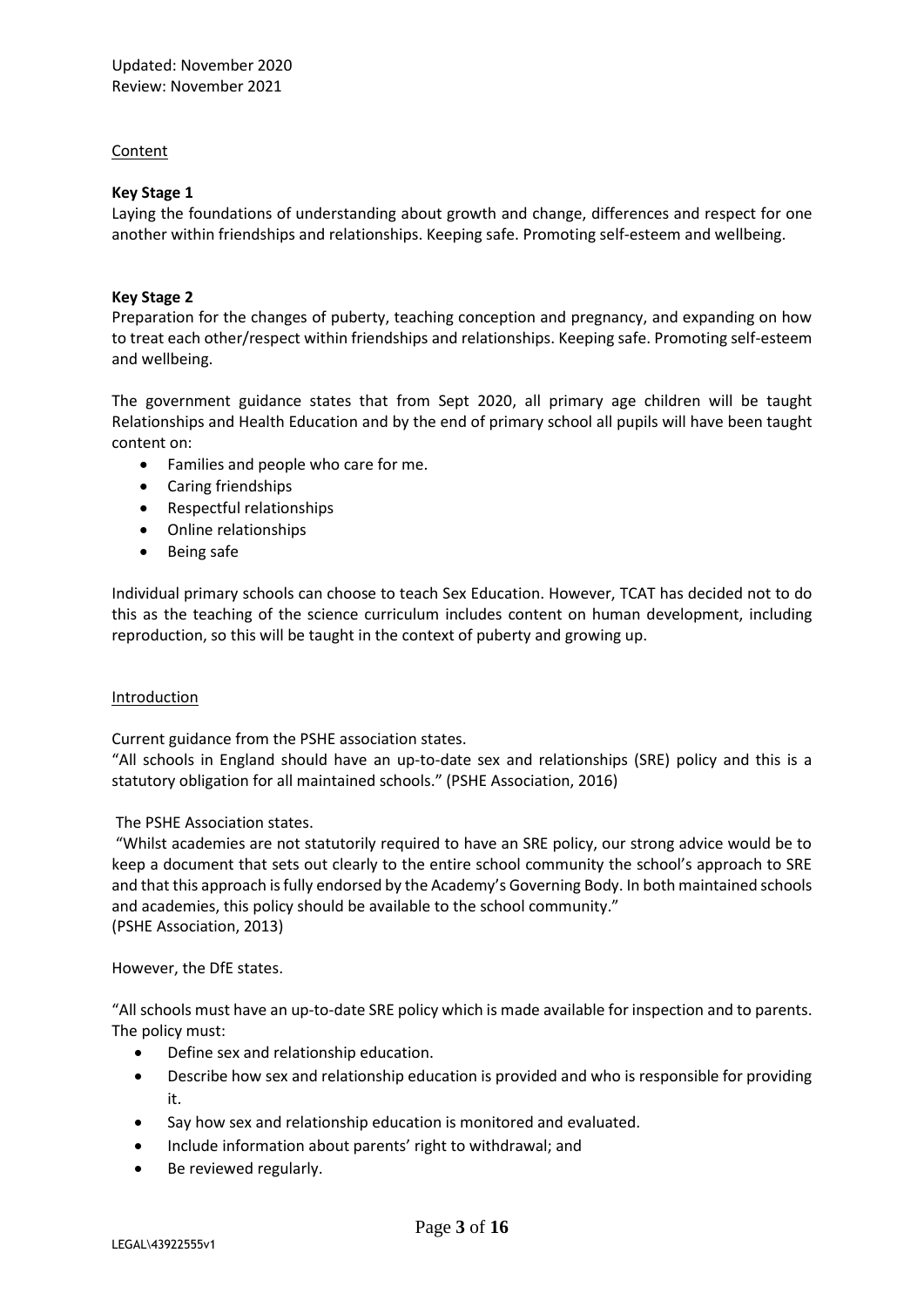Updated: November 2020
Review: November 2021

Content

**Key Stage 1**

Laying the foundations of understanding about growth and change, differences and respect for one another within friendships and relationships. Keeping safe. Promoting self-esteem and wellbeing.

**Key Stage 2**

Preparation for the changes of puberty, teaching conception and pregnancy, and expanding on how to treat each other/respect within friendships and relationships. Keeping safe. Promoting self-esteem and wellbeing.

The government guidance states that from Sept 2020, all primary age children will be taught Relationships and Health Education and by the end of primary school all pupils will have been taught content on:

- Families and people who care for me.
- Caring friendships
- Respectful relationships
- Online relationships
- Being safe

Individual primary schools can choose to teach Sex Education. However, TCAT has decided not to do this as the teaching of the science curriculum includes content on human development, including reproduction, so this will be taught in the context of puberty and growing up.

Introduction

Current guidance from the PSHE association states.

"All schools in England should have an up-to-date sex and relationships (SRE) policy and this is a statutory obligation for all maintained schools." (PSHE Association, 2016)

The PSHE Association states.

"Whilst academies are not statutorily required to have an SRE policy, our strong advice would be to keep a document that sets out clearly to the entire school community the school's approach to SRE and that this approach is fully endorsed by the Academy's Governing Body. In both maintained schools and academies, this policy should be available to the school community."
(PSHE Association, 2013)

However, the DfE states.

"All schools must have an up-to-date SRE policy which is made available for inspection and to parents. The policy must:

- Define sex and relationship education.
- Describe how sex and relationship education is provided and who is responsible for providing it.
- Say how sex and relationship education is monitored and evaluated.
- Include information about parents' right to withdrawal; and
- Be reviewed regularly.

LEGAL\43922555v1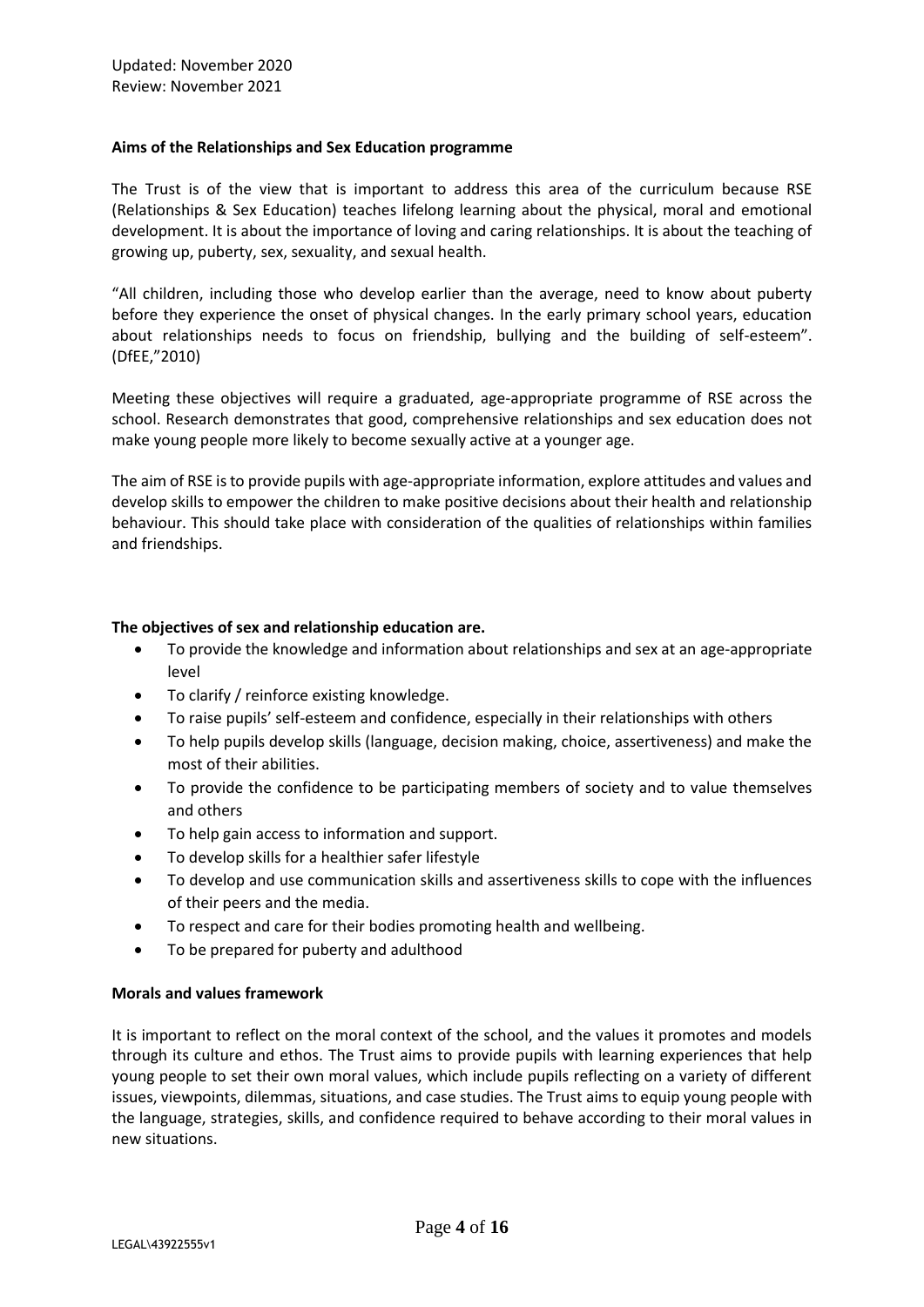Updated: November 2020
Review: November 2021

**Aims of the Relationships and Sex Education programme**

The Trust is of the view that is important to address this area of the curriculum because RSE (Relationships & Sex Education) teaches lifelong learning about the physical, moral and emotional development. It is about the importance of loving and caring relationships. It is about the teaching of growing up, puberty, sex, sexuality, and sexual health.

"All children, including those who develop earlier than the average, need to know about puberty before they experience the onset of physical changes. In the early primary school years, education about relationships needs to focus on friendship, bullying and the building of self-esteem". (DfEE,"2010)

Meeting these objectives will require a graduated, age-appropriate programme of RSE across the school. Research demonstrates that good, comprehensive relationships and sex education does not make young people more likely to become sexually active at a younger age.

The aim of RSE is to provide pupils with age-appropriate information, explore attitudes and values and develop skills to empower the children to make positive decisions about their health and relationship behaviour. This should take place with consideration of the qualities of relationships within families and friendships.

**The objectives of sex and relationship education are.**

- To provide the knowledge and information about relationships and sex at an age-appropriate level
- To clarify / reinforce existing knowledge.
- To raise pupils' self-esteem and confidence, especially in their relationships with others
- To help pupils develop skills (language, decision making, choice, assertiveness) and make the most of their abilities.
- To provide the confidence to be participating members of society and to value themselves and others
- To help gain access to information and support.
- To develop skills for a healthier safer lifestyle
- To develop and use communication skills and assertiveness skills to cope with the influences of their peers and the media.
- To respect and care for their bodies promoting health and wellbeing.
- To be prepared for puberty and adulthood

**Morals and values framework**

It is important to reflect on the moral context of the school, and the values it promotes and models through its culture and ethos. The Trust aims to provide pupils with learning experiences that help young people to set their own moral values, which include pupils reflecting on a variety of different issues, viewpoints, dilemmas, situations, and case studies. The Trust aims to equip young people with the language, strategies, skills, and confidence required to behave according to their moral values in new situations.

LEGAL\43922555v1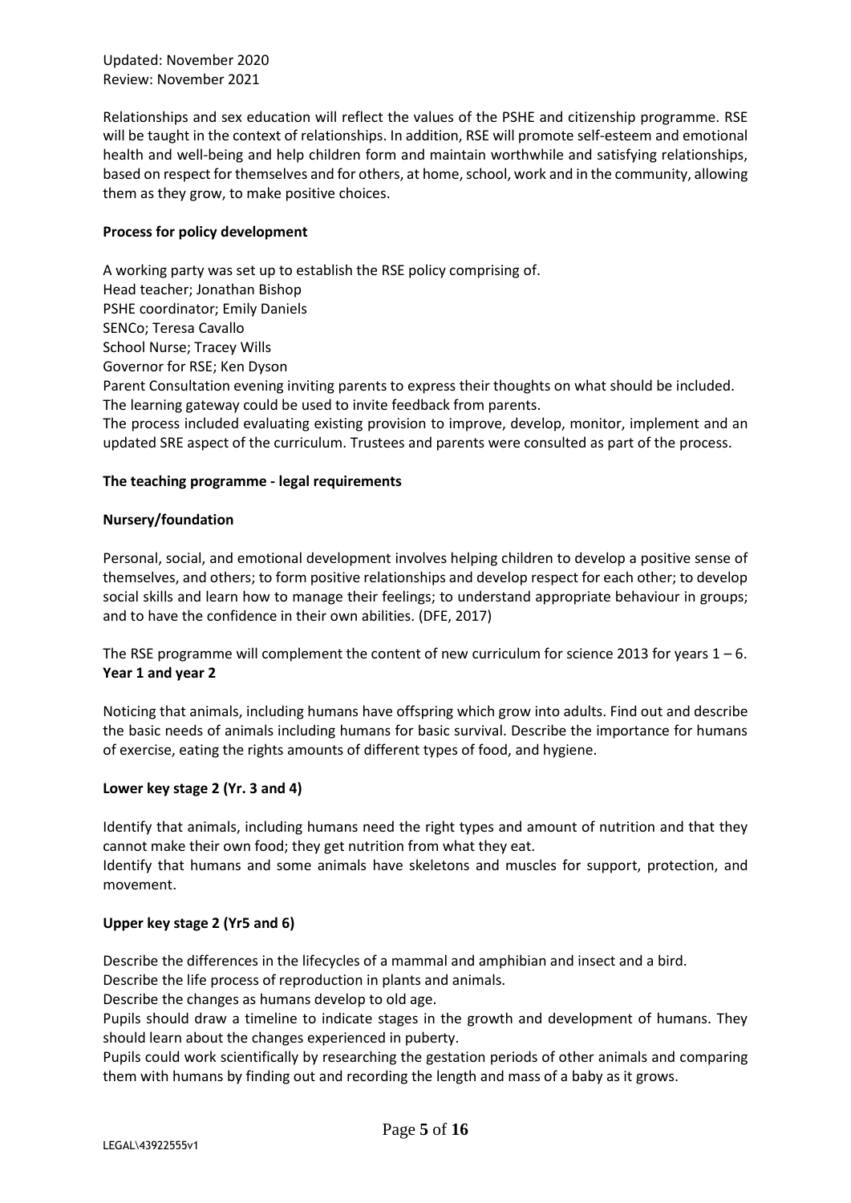Updated: November 2020
Review: November 2021

Relationships and sex education will reflect the values of the PSHE and citizenship programme. RSE will be taught in the context of relationships. In addition, RSE will promote self-esteem and emotional health and well-being and help children form and maintain worthwhile and satisfying relationships, based on respect for themselves and for others, at home, school, work and in the community, allowing them as they grow, to make positive choices.

**Process for policy development**

A working party was set up to establish the RSE policy comprising of.
Head teacher; Jonathan Bishop
PSHE coordinator; Emily Daniels
SENCo; Teresa Cavallo
School Nurse; Tracey Wills
Governor for RSE; Ken Dyson
Parent Consultation evening inviting parents to express their thoughts on what should be included.
The learning gateway could be used to invite feedback from parents.
The process included evaluating existing provision to improve, develop, monitor, implement and an updated SRE aspect of the curriculum. Trustees and parents were consulted as part of the process.

**The teaching programme - legal requirements**

**Nursery/foundation**

Personal, social, and emotional development involves helping children to develop a positive sense of themselves, and others; to form positive relationships and develop respect for each other; to develop social skills and learn how to manage their feelings; to understand appropriate behaviour in groups; and to have the confidence in their own abilities. (DFE, 2017)

The RSE programme will complement the content of new curriculum for science 2013 for years 1 – 6.
**Year 1 and year 2**

Noticing that animals, including humans have offspring which grow into adults. Find out and describe the basic needs of animals including humans for basic survival. Describe the importance for humans of exercise, eating the rights amounts of different types of food, and hygiene.

**Lower key stage 2 (Yr. 3 and 4)**

Identify that animals, including humans need the right types and amount of nutrition and that they cannot make their own food; they get nutrition from what they eat.
Identify that humans and some animals have skeletons and muscles for support, protection, and movement.

**Upper key stage 2 (Yr5 and 6)**

Describe the differences in the lifecycles of a mammal and amphibian and insect and a bird.
Describe the life process of reproduction in plants and animals.
Describe the changes as humans develop to old age.
Pupils should draw a timeline to indicate stages in the growth and development of humans. They should learn about the changes experienced in puberty.
Pupils could work scientifically by researching the gestation periods of other animals and comparing them with humans by finding out and recording the length and mass of a baby as it grows.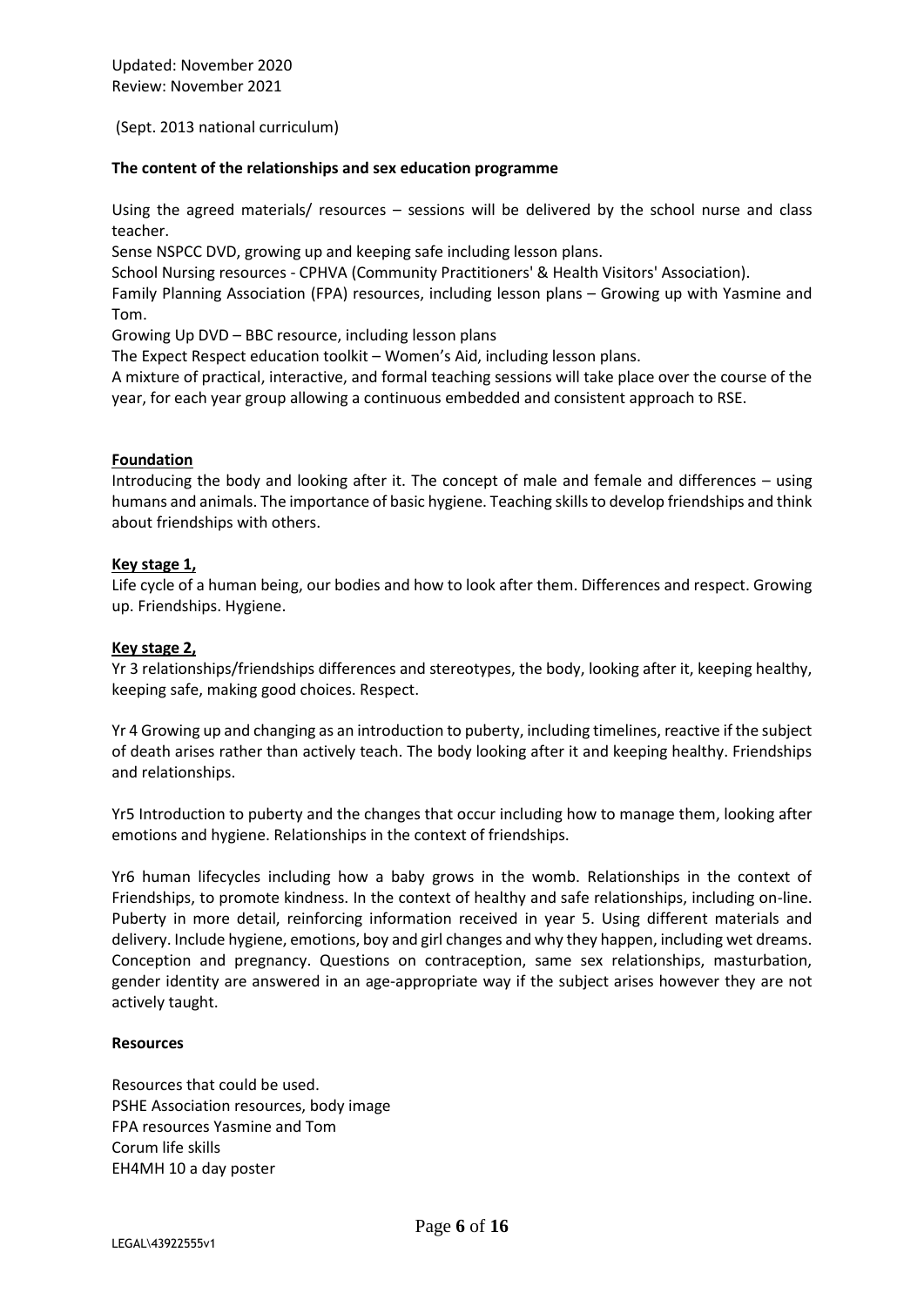Updated: November 2020
Review: November 2021

(Sept. 2013 national curriculum)

**The content of the relationships and sex education programme**

Using the agreed materials/ resources – sessions will be delivered by the school nurse and class teacher.

Sense NSPCC DVD, growing up and keeping safe including lesson plans.

School Nursing resources - CPHVA (Community Practitioners' & Health Visitors' Association).

Family Planning Association (FPA) resources, including lesson plans – Growing up with Yasmine and Tom.

Growing Up DVD – BBC resource, including lesson plans

The Expect Respect education toolkit – Women's Aid, including lesson plans.

A mixture of practical, interactive, and formal teaching sessions will take place over the course of the year, for each year group allowing a continuous embedded and consistent approach to RSE.

**Foundation**

Introducing the body and looking after it. The concept of male and female and differences – using humans and animals. The importance of basic hygiene. Teaching skills to develop friendships and think about friendships with others.

**Key stage 1,**

Life cycle of a human being, our bodies and how to look after them. Differences and respect. Growing up. Friendships. Hygiene.

**Key stage 2,**

Yr 3 relationships/friendships differences and stereotypes, the body, looking after it, keeping healthy, keeping safe, making good choices. Respect.

Yr 4 Growing up and changing as an introduction to puberty, including timelines, reactive if the subject of death arises rather than actively teach. The body looking after it and keeping healthy. Friendships and relationships.

Yr5 Introduction to puberty and the changes that occur including how to manage them, looking after emotions and hygiene. Relationships in the context of friendships.

Yr6 human lifecycles including how a baby grows in the womb. Relationships in the context of Friendships, to promote kindness. In the context of healthy and safe relationships, including on-line. Puberty in more detail, reinforcing information received in year 5. Using different materials and delivery. Include hygiene, emotions, boy and girl changes and why they happen, including wet dreams. Conception and pregnancy. Questions on contraception, same sex relationships, masturbation, gender identity are answered in an age-appropriate way if the subject arises however they are not actively taught.

**Resources**

Resources that could be used.
PSHE Association resources, body image
FPA resources Yasmine and Tom
Corum life skills
EH4MH 10 a day poster

LEGAL\43922555v1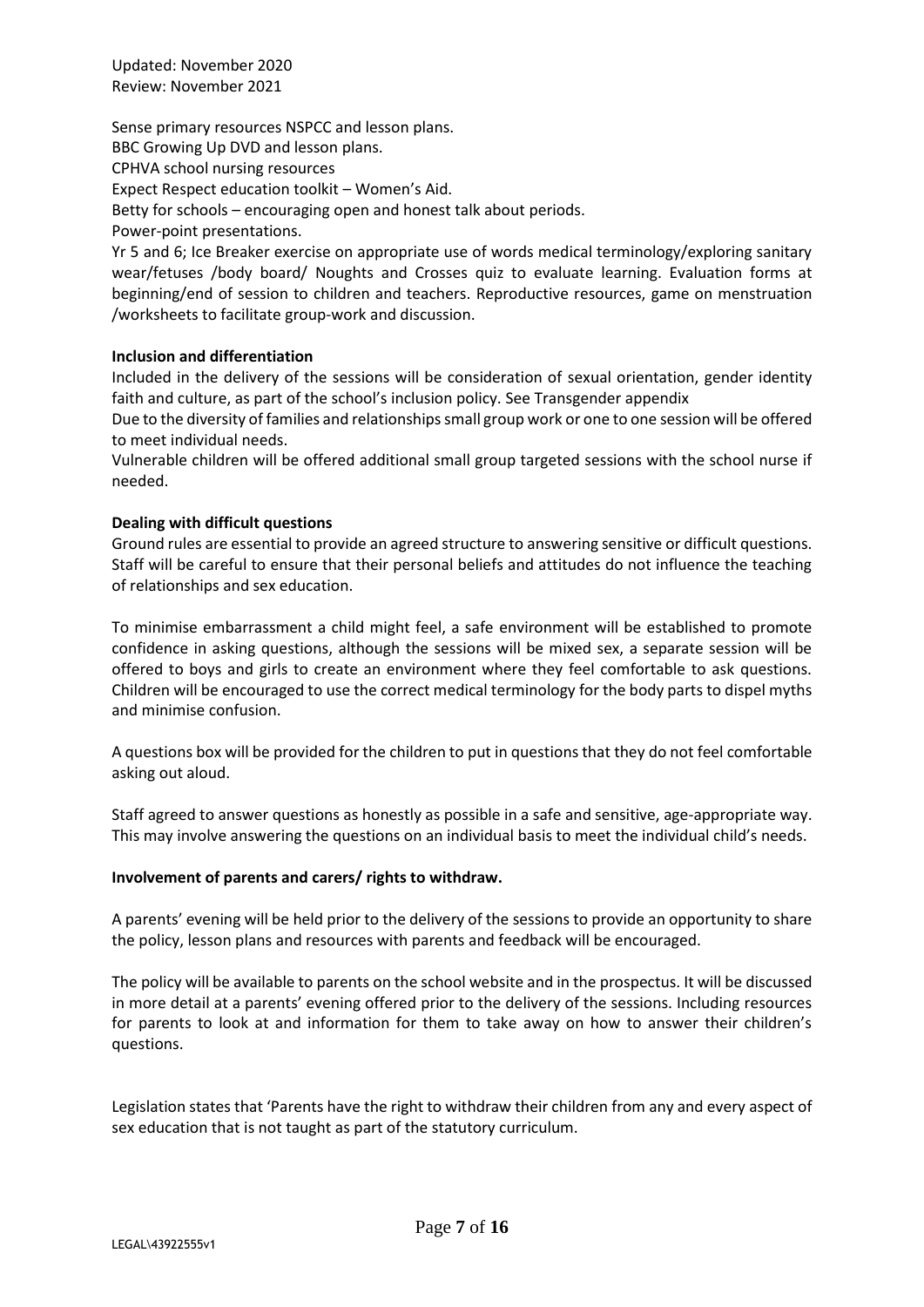Sense primary resources NSPCC and lesson plans.
BBC Growing Up DVD and lesson plans.
CPHVA school nursing resources
Expect Respect education toolkit – Women's Aid.
Betty for schools – encouraging open and honest talk about periods.
Power-point presentations.
Yr 5 and 6; Ice Breaker exercise on appropriate use of words medical terminology/exploring sanitary wear/fetuses /body board/ Noughts and Crosses quiz to evaluate learning. Evaluation forms at beginning/end of session to children and teachers. Reproductive resources, game on menstruation /worksheets to facilitate group-work and discussion.

**Inclusion and differentiation**

Included in the delivery of the sessions will be consideration of sexual orientation, gender identity faith and culture, as part of the school's inclusion policy. See Transgender appendix

Due to the diversity of families and relationships small group work or one to one session will be offered to meet individual needs.

Vulnerable children will be offered additional small group targeted sessions with the school nurse if needed.

**Dealing with difficult questions**

Ground rules are essential to provide an agreed structure to answering sensitive or difficult questions. Staff will be careful to ensure that their personal beliefs and attitudes do not influence the teaching of relationships and sex education.

To minimise embarrassment a child might feel, a safe environment will be established to promote confidence in asking questions, although the sessions will be mixed sex, a separate session will be offered to boys and girls to create an environment where they feel comfortable to ask questions. Children will be encouraged to use the correct medical terminology for the body parts to dispel myths and minimise confusion.

A questions box will be provided for the children to put in questions that they do not feel comfortable asking out aloud.

Staff agreed to answer questions as honestly as possible in a safe and sensitive, age-appropriate way. This may involve answering the questions on an individual basis to meet the individual child's needs.

**Involvement of parents and carers/ rights to withdraw.**

A parents' evening will be held prior to the delivery of the sessions to provide an opportunity to share the policy, lesson plans and resources with parents and feedback will be encouraged.

The policy will be available to parents on the school website and in the prospectus. It will be discussed in more detail at a parents' evening offered prior to the delivery of the sessions. Including resources for parents to look at and information for them to take away on how to answer their children's questions.

Legislation states that 'Parents have the right to withdraw their children from any and every aspect of sex education that is not taught as part of the statutory curriculum.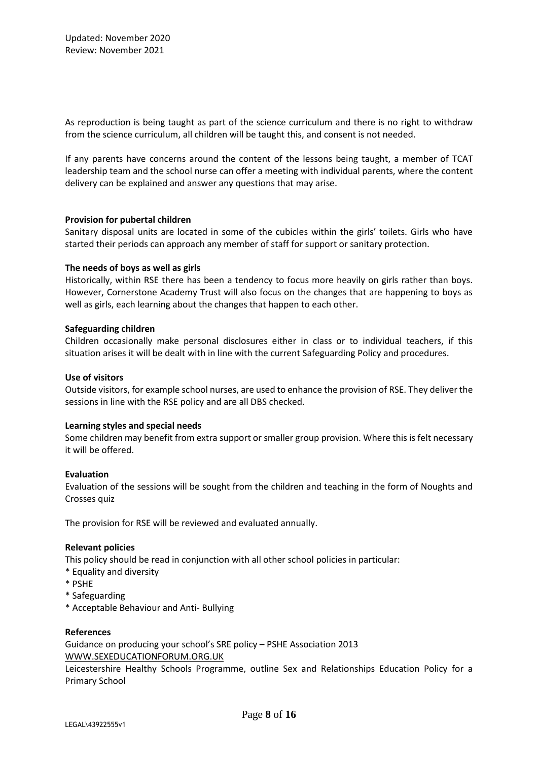As reproduction is being taught as part of the science curriculum and there is no right to withdraw from the science curriculum, all children will be taught this, and consent is not needed.

If any parents have concerns around the content of the lessons being taught, a member of TCAT leadership team and the school nurse can offer a meeting with individual parents, where the content delivery can be explained and answer any questions that may arise.

**Provision for pubertal children**

Sanitary disposal units are located in some of the cubicles within the girls' toilets. Girls who have started their periods can approach any member of staff for support or sanitary protection.

**The needs of boys as well as girls**

Historically, within RSE there has been a tendency to focus more heavily on girls rather than boys. However, Cornerstone Academy Trust will also focus on the changes that are happening to boys as well as girls, each learning about the changes that happen to each other.

**Safeguarding children**

Children occasionally make personal disclosures either in class or to individual teachers, if this situation arises it will be dealt with in line with the current Safeguarding Policy and procedures.

**Use of visitors**

Outside visitors, for example school nurses, are used to enhance the provision of RSE. They deliver the sessions in line with the RSE policy and are all DBS checked.

**Learning styles and special needs**

Some children may benefit from extra support or smaller group provision. Where this is felt necessary it will be offered.

**Evaluation**

Evaluation of the sessions will be sought from the children and teaching in the form of Noughts and Crosses quiz

The provision for RSE will be reviewed and evaluated annually.

**Relevant policies**

This policy should be read in conjunction with all other school policies in particular:

* Equality and diversity
* PSHE
* Safeguarding
* Acceptable Behaviour and Anti- Bullying

**References**

Guidance on producing your school's SRE policy – PSHE Association 2013

WWW.SEXEDUCATIONFORUM.ORG.UK

Leicestershire Healthy Schools Programme, outline Sex and Relationships Education Policy for a Primary School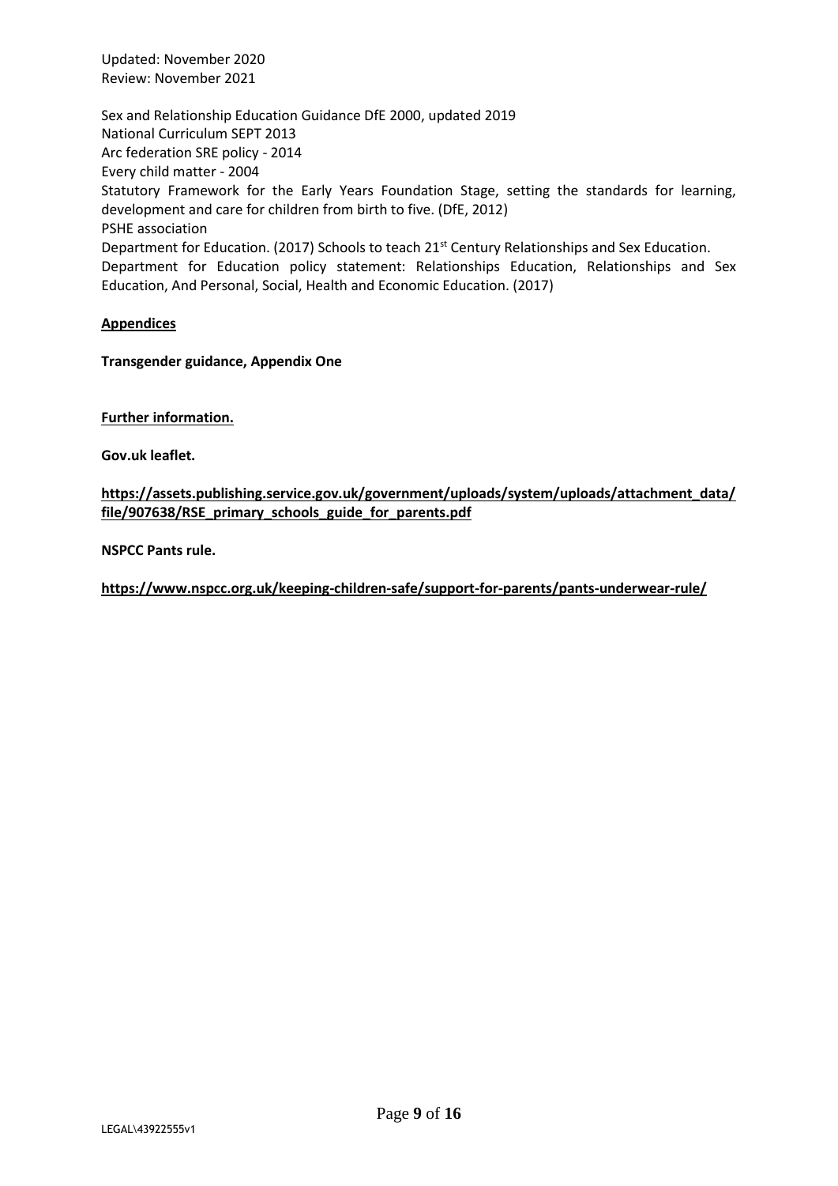Updated: November 2020
Review: November 2021

Sex and Relationship Education Guidance DfE 2000, updated 2019
National Curriculum SEPT 2013
Arc federation SRE policy - 2014
Every child matter - 2004
Statutory Framework for the Early Years Foundation Stage, setting the standards for learning, development and care for children from birth to five. (DfE, 2012)
PSHE association
Department for Education. (2017) Schools to teach 21st Century Relationships and Sex Education.
Department for Education policy statement: Relationships Education, Relationships and Sex Education, And Personal, Social, Health and Economic Education. (2017)

**Appendices**

**Transgender guidance, Appendix One**

**Further information.**

**Gov.uk leaflet.**

**https://assets.publishing.service.gov.uk/government/uploads/system/uploads/attachment_data/file/907638/RSE_primary_schools_guide_for_parents.pdf**

**NSPCC Pants rule.**

**https://www.nspcc.org.uk/keeping-children-safe/support-for-parents/pants-underwear-rule/**

LEGAL\43922555v1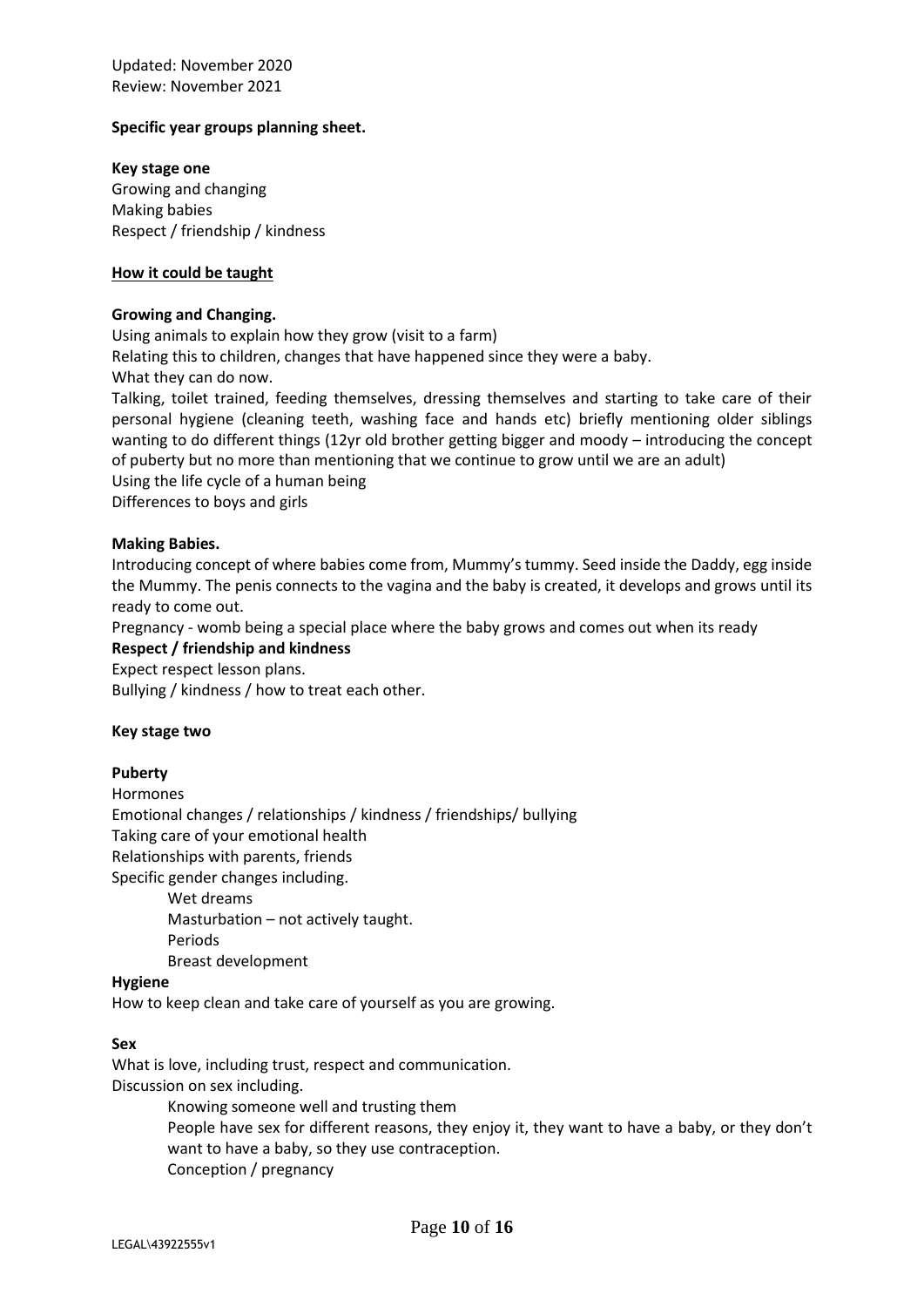Updated: November 2020
Review: November 2021

**Specific year groups planning sheet.**

**Key stage one**
Growing and changing
Making babies
Respect / friendship / kindness

**<u>How it could be taught</u>**

**Growing and Changing.**
Using animals to explain how they grow (visit to a farm)
Relating this to children, changes that have happened since they were a baby.
What they can do now.
Talking, toilet trained, feeding themselves, dressing themselves and starting to take care of their personal hygiene (cleaning teeth, washing face and hands etc) briefly mentioning older siblings wanting to do different things (12yr old brother getting bigger and moody – introducing the concept of puberty but no more than mentioning that we continue to grow until we are an adult)
Using the life cycle of a human being
Differences to boys and girls

**Making Babies.**
Introducing concept of where babies come from, Mummy's tummy. Seed inside the Daddy, egg inside the Mummy. The penis connects to the vagina and the baby is created, it develops and grows until its ready to come out.
Pregnancy - womb being a special place where the baby grows and comes out when its ready

**Respect / friendship and kindness**
Expect respect lesson plans.
Bullying / kindness / how to treat each other.

**Key stage two**

**Puberty**
Hormones
Emotional changes / relationships / kindness / friendships/ bullying
Taking care of your emotional health
Relationships with parents, friends
Specific gender changes including.

- Wet dreams
- Masturbation – not actively taught.
- Periods
- Breast development

**Hygiene**
How to keep clean and take care of yourself as you are growing.

**Sex**
What is love, including trust, respect and communication.
Discussion on sex including.

- Knowing someone well and trusting them
- People have sex for different reasons, they enjoy it, they want to have a baby, or they don't want to have a baby, so they use contraception.
- Conception / pregnancy

LEGAL\43922555v1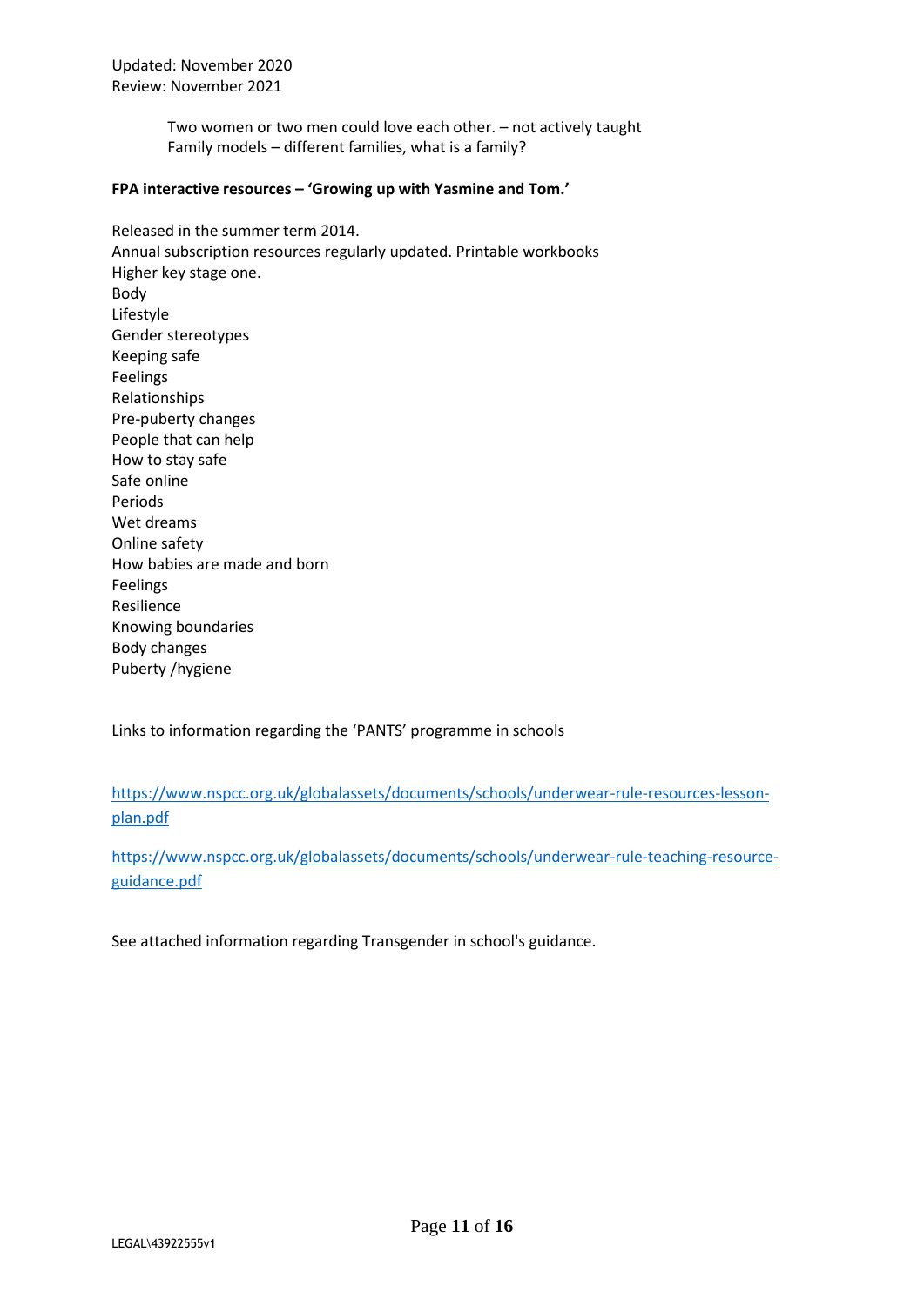Two women or two men could love each other. – not actively taught
Family models – different families, what is a family?

**FPA interactive resources – 'Growing up with Yasmine and Tom.'**

Released in the summer term 2014.
Annual subscription resources regularly updated. Printable workbooks
Higher key stage one.
Body
Lifestyle
Gender stereotypes
Keeping safe
Feelings
Relationships
Pre-puberty changes
People that can help
How to stay safe
Safe online
Periods
Wet dreams
Online safety
How babies are made and born
Feelings
Resilience
Knowing boundaries
Body changes
Puberty /hygiene

Links to information regarding the 'PANTS' programme in schools

[https://www.nspcc.org.uk/globalassets/documents/schools/underwear-rule-resources-lesson-plan.pdf](https://www.nspcc.org.uk/globalassets/documents/schools/underwear-rule-resources-lesson-plan.pdf)

[https://www.nspcc.org.uk/globalassets/documents/schools/underwear-rule-teaching-resource-guidance.pdf](https://www.nspcc.org.uk/globalassets/documents/schools/underwear-rule-teaching-resource-guidance.pdf)

See attached information regarding Transgender in school's guidance.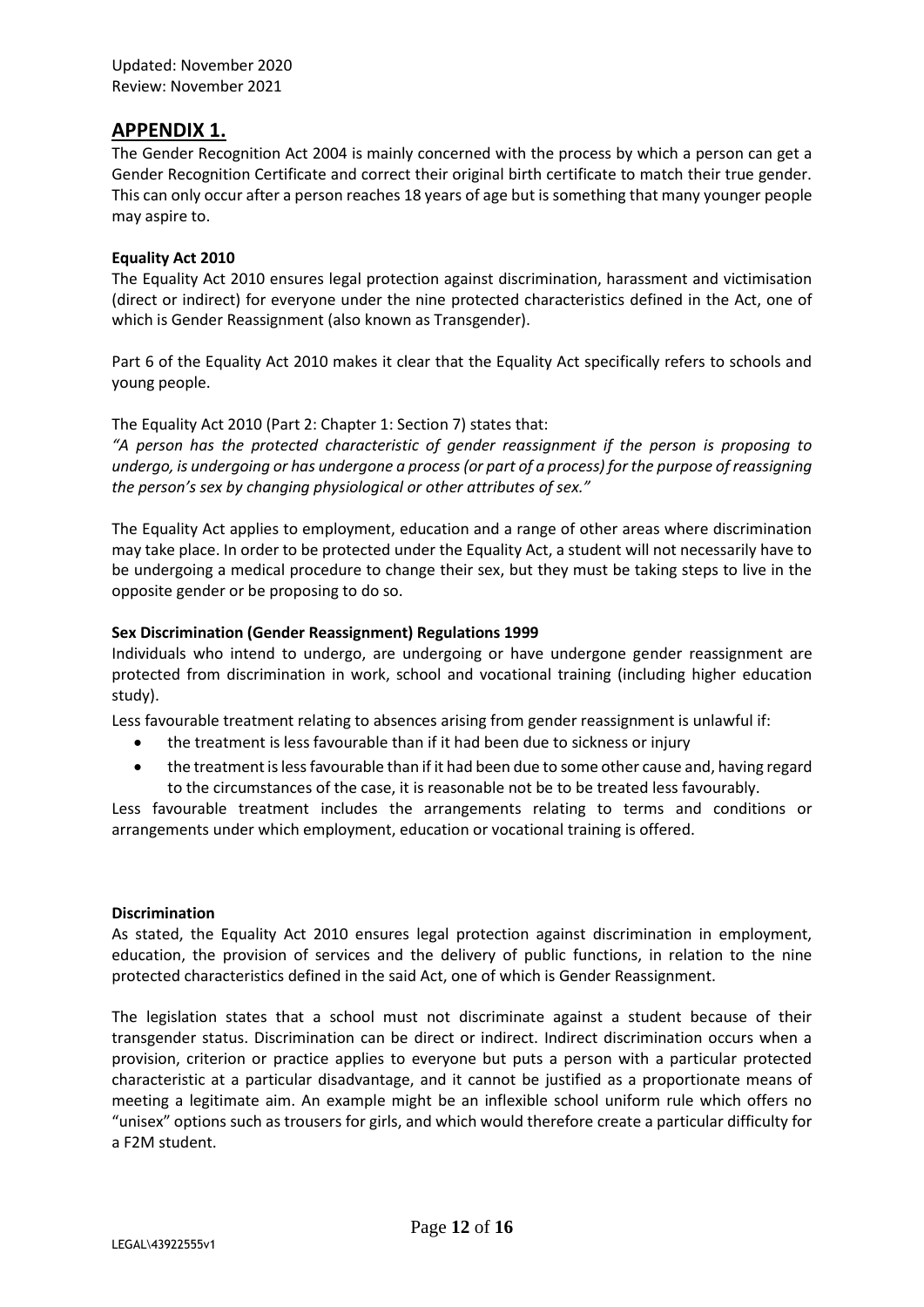## APPENDIX 1.

The Gender Recognition Act 2004 is mainly concerned with the process by which a person can get a Gender Recognition Certificate and correct their original birth certificate to match their true gender. This can only occur after a person reaches 18 years of age but is something that many younger people may aspire to.

**Equality Act 2010**

The Equality Act 2010 ensures legal protection against discrimination, harassment and victimisation (direct or indirect) for everyone under the nine protected characteristics defined in the Act, one of which is Gender Reassignment (also known as Transgender).

Part 6 of the Equality Act 2010 makes it clear that the Equality Act specifically refers to schools and young people.

The Equality Act 2010 (Part 2: Chapter 1: Section 7) states that:

*"A person has the protected characteristic of gender reassignment if the person is proposing to undergo, is undergoing or has undergone a process (or part of a process) for the purpose of reassigning the person's sex by changing physiological or other attributes of sex."*

The Equality Act applies to employment, education and a range of other areas where discrimination may take place. In order to be protected under the Equality Act, a student will not necessarily have to be undergoing a medical procedure to change their sex, but they must be taking steps to live in the opposite gender or be proposing to do so.

**Sex Discrimination (Gender Reassignment) Regulations 1999**

Individuals who intend to undergo, are undergoing or have undergone gender reassignment are protected from discrimination in work, school and vocational training (including higher education study).

Less favourable treatment relating to absences arising from gender reassignment is unlawful if:

- the treatment is less favourable than if it had been due to sickness or injury
- the treatment is less favourable than if it had been due to some other cause and, having regard to the circumstances of the case, it is reasonable not be to be treated less favourably.

Less favourable treatment includes the arrangements relating to terms and conditions or arrangements under which employment, education or vocational training is offered.

**Discrimination**

As stated, the Equality Act 2010 ensures legal protection against discrimination in employment, education, the provision of services and the delivery of public functions, in relation to the nine protected characteristics defined in the said Act, one of which is Gender Reassignment.

The legislation states that a school must not discriminate against a student because of their transgender status. Discrimination can be direct or indirect. Indirect discrimination occurs when a provision, criterion or practice applies to everyone but puts a person with a particular protected characteristic at a particular disadvantage, and it cannot be justified as a proportionate means of meeting a legitimate aim. An example might be an inflexible school uniform rule which offers no "unisex" options such as trousers for girls, and which would therefore create a particular difficulty for a F2M student.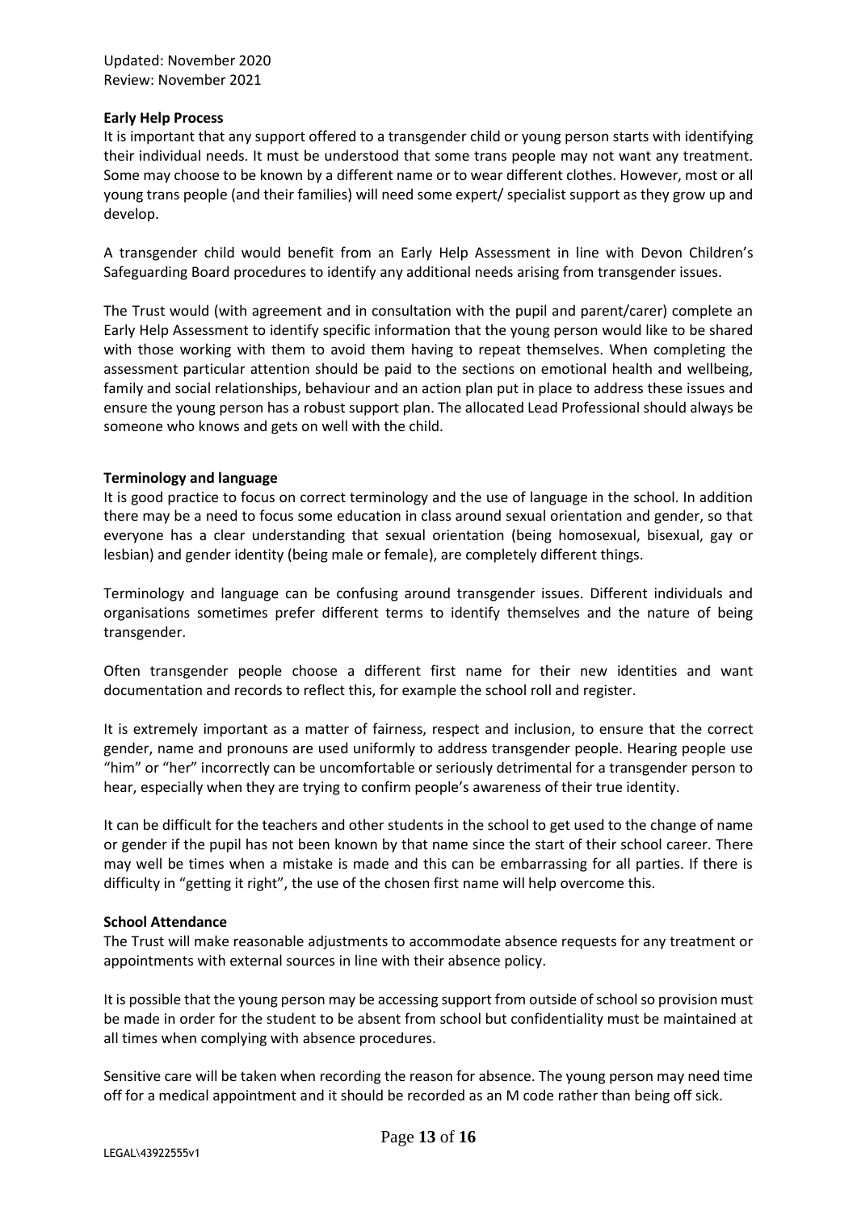**Early Help Process**

It is important that any support offered to a transgender child or young person starts with identifying their individual needs. It must be understood that some trans people may not want any treatment. Some may choose to be known by a different name or to wear different clothes. However, most or all young trans people (and their families) will need some expert/ specialist support as they grow up and develop.

A transgender child would benefit from an Early Help Assessment in line with Devon Children's Safeguarding Board procedures to identify any additional needs arising from transgender issues.

The Trust would (with agreement and in consultation with the pupil and parent/carer) complete an Early Help Assessment to identify specific information that the young person would like to be shared with those working with them to avoid them having to repeat themselves. When completing the assessment particular attention should be paid to the sections on emotional health and wellbeing, family and social relationships, behaviour and an action plan put in place to address these issues and ensure the young person has a robust support plan. The allocated Lead Professional should always be someone who knows and gets on well with the child.

**Terminology and language**

It is good practice to focus on correct terminology and the use of language in the school. In addition there may be a need to focus some education in class around sexual orientation and gender, so that everyone has a clear understanding that sexual orientation (being homosexual, bisexual, gay or lesbian) and gender identity (being male or female), are completely different things.

Terminology and language can be confusing around transgender issues. Different individuals and organisations sometimes prefer different terms to identify themselves and the nature of being transgender.

Often transgender people choose a different first name for their new identities and want documentation and records to reflect this, for example the school roll and register.

It is extremely important as a matter of fairness, respect and inclusion, to ensure that the correct gender, name and pronouns are used uniformly to address transgender people. Hearing people use "him" or "her" incorrectly can be uncomfortable or seriously detrimental for a transgender person to hear, especially when they are trying to confirm people's awareness of their true identity.

It can be difficult for the teachers and other students in the school to get used to the change of name or gender if the pupil has not been known by that name since the start of their school career. There may well be times when a mistake is made and this can be embarrassing for all parties. If there is difficulty in "getting it right", the use of the chosen first name will help overcome this.

**School Attendance**

The Trust will make reasonable adjustments to accommodate absence requests for any treatment or appointments with external sources in line with their absence policy.

It is possible that the young person may be accessing support from outside of school so provision must be made in order for the student to be absent from school but confidentiality must be maintained at all times when complying with absence procedures.

Sensitive care will be taken when recording the reason for absence. The young person may need time off for a medical appointment and it should be recorded as an M code rather than being off sick.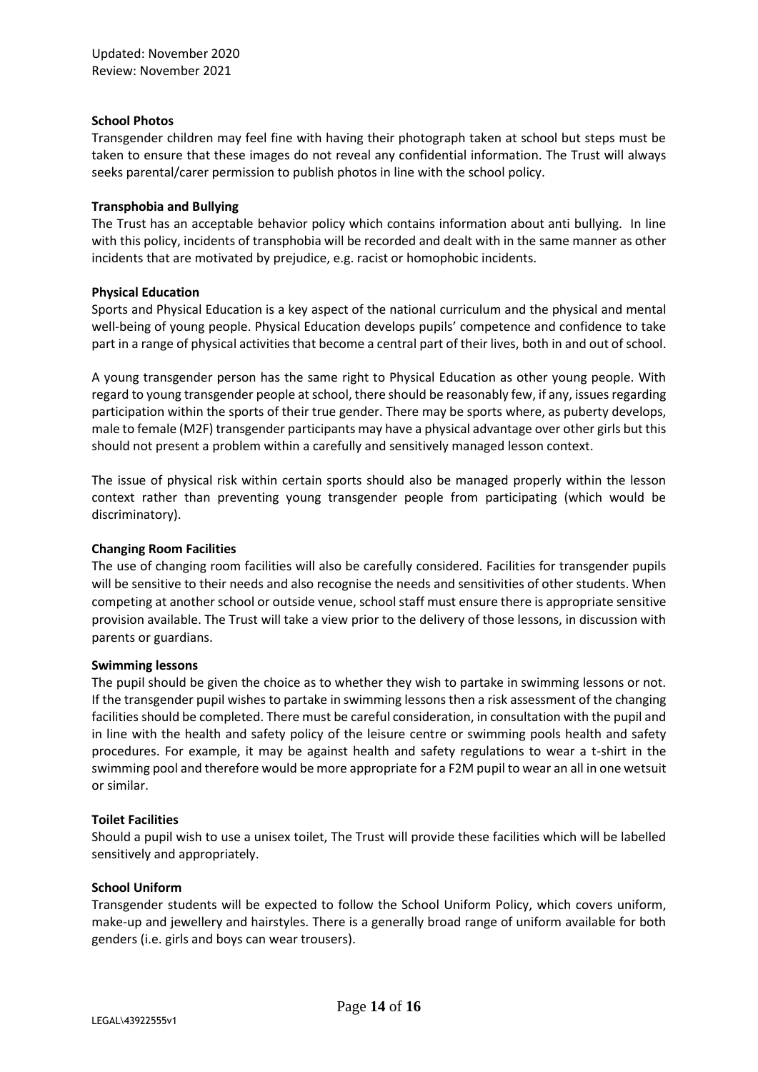**School Photos**

Transgender children may feel fine with having their photograph taken at school but steps must be taken to ensure that these images do not reveal any confidential information. The Trust will always seeks parental/carer permission to publish photos in line with the school policy.

**Transphobia and Bullying**

The Trust has an acceptable behavior policy which contains information about anti bullying. In line with this policy, incidents of transphobia will be recorded and dealt with in the same manner as other incidents that are motivated by prejudice, e.g. racist or homophobic incidents.

**Physical Education**

Sports and Physical Education is a key aspect of the national curriculum and the physical and mental well-being of young people. Physical Education develops pupils' competence and confidence to take part in a range of physical activities that become a central part of their lives, both in and out of school.

A young transgender person has the same right to Physical Education as other young people. With regard to young transgender people at school, there should be reasonably few, if any, issues regarding participation within the sports of their true gender. There may be sports where, as puberty develops, male to female (M2F) transgender participants may have a physical advantage over other girls but this should not present a problem within a carefully and sensitively managed lesson context.

The issue of physical risk within certain sports should also be managed properly within the lesson context rather than preventing young transgender people from participating (which would be discriminatory).

**Changing Room Facilities**

The use of changing room facilities will also be carefully considered. Facilities for transgender pupils will be sensitive to their needs and also recognise the needs and sensitivities of other students. When competing at another school or outside venue, school staff must ensure there is appropriate sensitive provision available. The Trust will take a view prior to the delivery of those lessons, in discussion with parents or guardians.

**Swimming lessons**

The pupil should be given the choice as to whether they wish to partake in swimming lessons or not. If the transgender pupil wishes to partake in swimming lessons then a risk assessment of the changing facilities should be completed. There must be careful consideration, in consultation with the pupil and in line with the health and safety policy of the leisure centre or swimming pools health and safety procedures. For example, it may be against health and safety regulations to wear a t-shirt in the swimming pool and therefore would be more appropriate for a F2M pupil to wear an all in one wetsuit or similar.

**Toilet Facilities**

Should a pupil wish to use a unisex toilet, The Trust will provide these facilities which will be labelled sensitively and appropriately.

**School Uniform**

Transgender students will be expected to follow the School Uniform Policy, which covers uniform, make-up and jewellery and hairstyles. There is a generally broad range of uniform available for both genders (i.e. girls and boys can wear trousers).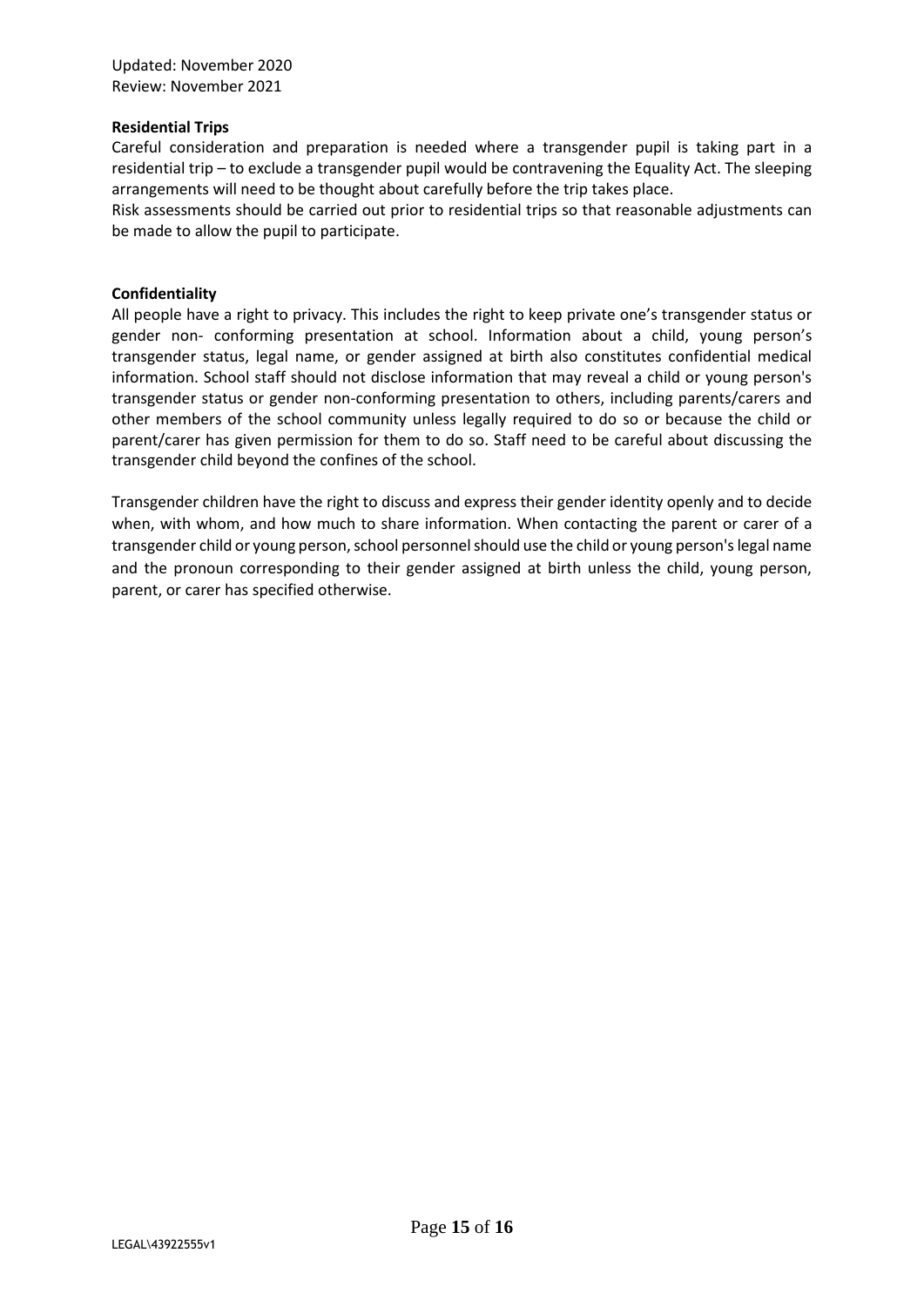**Residential Trips**

Careful consideration and preparation is needed where a transgender pupil is taking part in a residential trip – to exclude a transgender pupil would be contravening the Equality Act. The sleeping arrangements will need to be thought about carefully before the trip takes place.

Risk assessments should be carried out prior to residential trips so that reasonable adjustments can be made to allow the pupil to participate.

**Confidentiality**

All people have a right to privacy. This includes the right to keep private one's transgender status or gender non- conforming presentation at school. Information about a child, young person's transgender status, legal name, or gender assigned at birth also constitutes confidential medical information. School staff should not disclose information that may reveal a child or young person's transgender status or gender non-conforming presentation to others, including parents/carers and other members of the school community unless legally required to do so or because the child or parent/carer has given permission for them to do so. Staff need to be careful about discussing the transgender child beyond the confines of the school.

Transgender children have the right to discuss and express their gender identity openly and to decide when, with whom, and how much to share information. When contacting the parent or carer of a transgender child or young person, school personnel should use the child or young person's legal name and the pronoun corresponding to their gender assigned at birth unless the child, young person, parent, or carer has specified otherwise.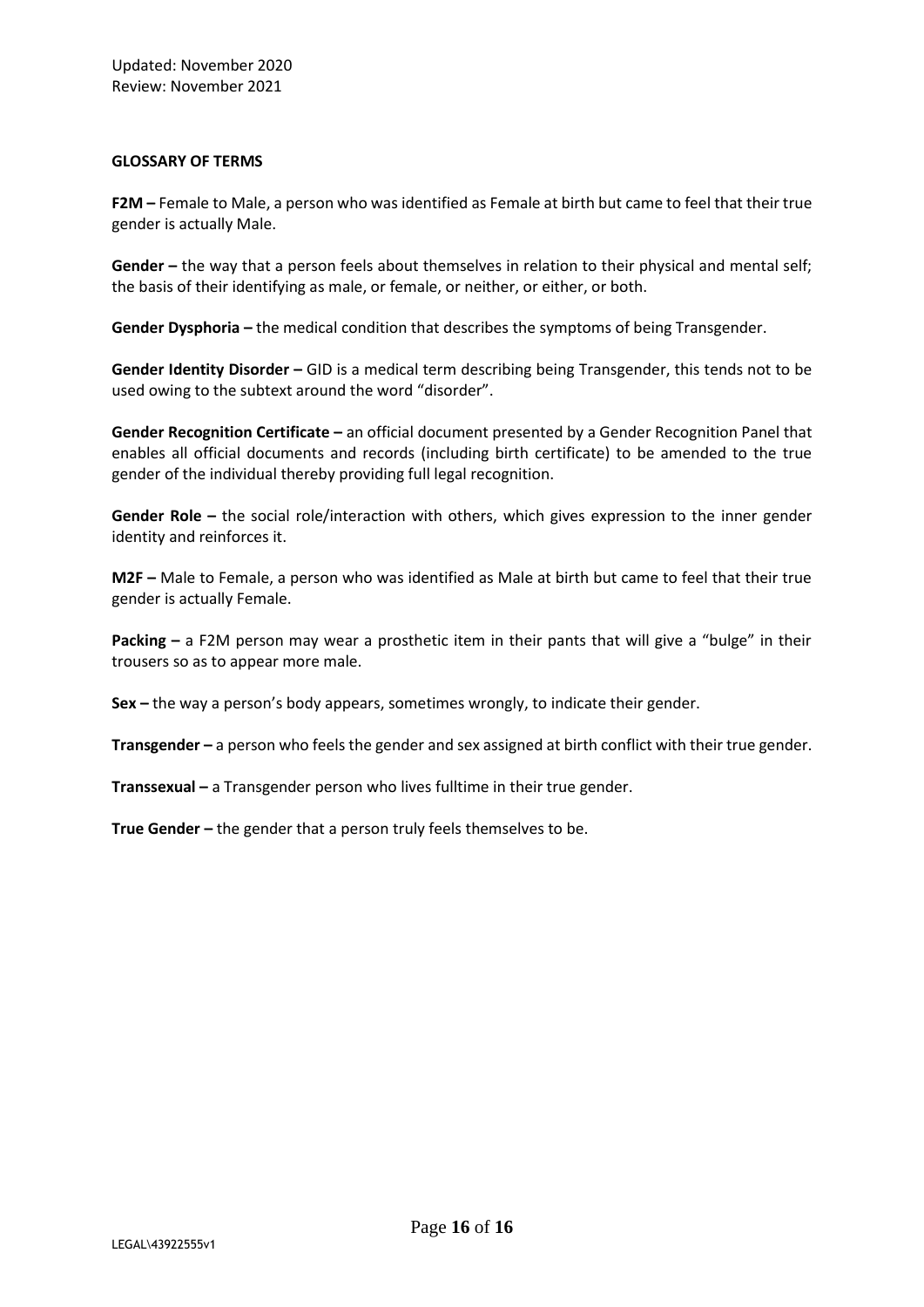Updated: November 2020
Review: November 2021

## GLOSSARY OF TERMS

**F2M –** Female to Male, a person who was identified as Female at birth but came to feel that their true gender is actually Male.

**Gender –** the way that a person feels about themselves in relation to their physical and mental self; the basis of their identifying as male, or female, or neither, or either, or both.

**Gender Dysphoria –** the medical condition that describes the symptoms of being Transgender.

**Gender Identity Disorder –** GID is a medical term describing being Transgender, this tends not to be used owing to the subtext around the word "disorder".

**Gender Recognition Certificate –** an official document presented by a Gender Recognition Panel that enables all official documents and records (including birth certificate) to be amended to the true gender of the individual thereby providing full legal recognition.

**Gender Role –** the social role/interaction with others, which gives expression to the inner gender identity and reinforces it.

**M2F –** Male to Female, a person who was identified as Male at birth but came to feel that their true gender is actually Female.

**Packing –** a F2M person may wear a prosthetic item in their pants that will give a "bulge" in their trousers so as to appear more male.

**Sex –** the way a person's body appears, sometimes wrongly, to indicate their gender.

**Transgender –** a person who feels the gender and sex assigned at birth conflict with their true gender.

**Transsexual –** a Transgender person who lives fulltime in their true gender.

**True Gender –** the gender that a person truly feels themselves to be.

LEGAL\43922555v1